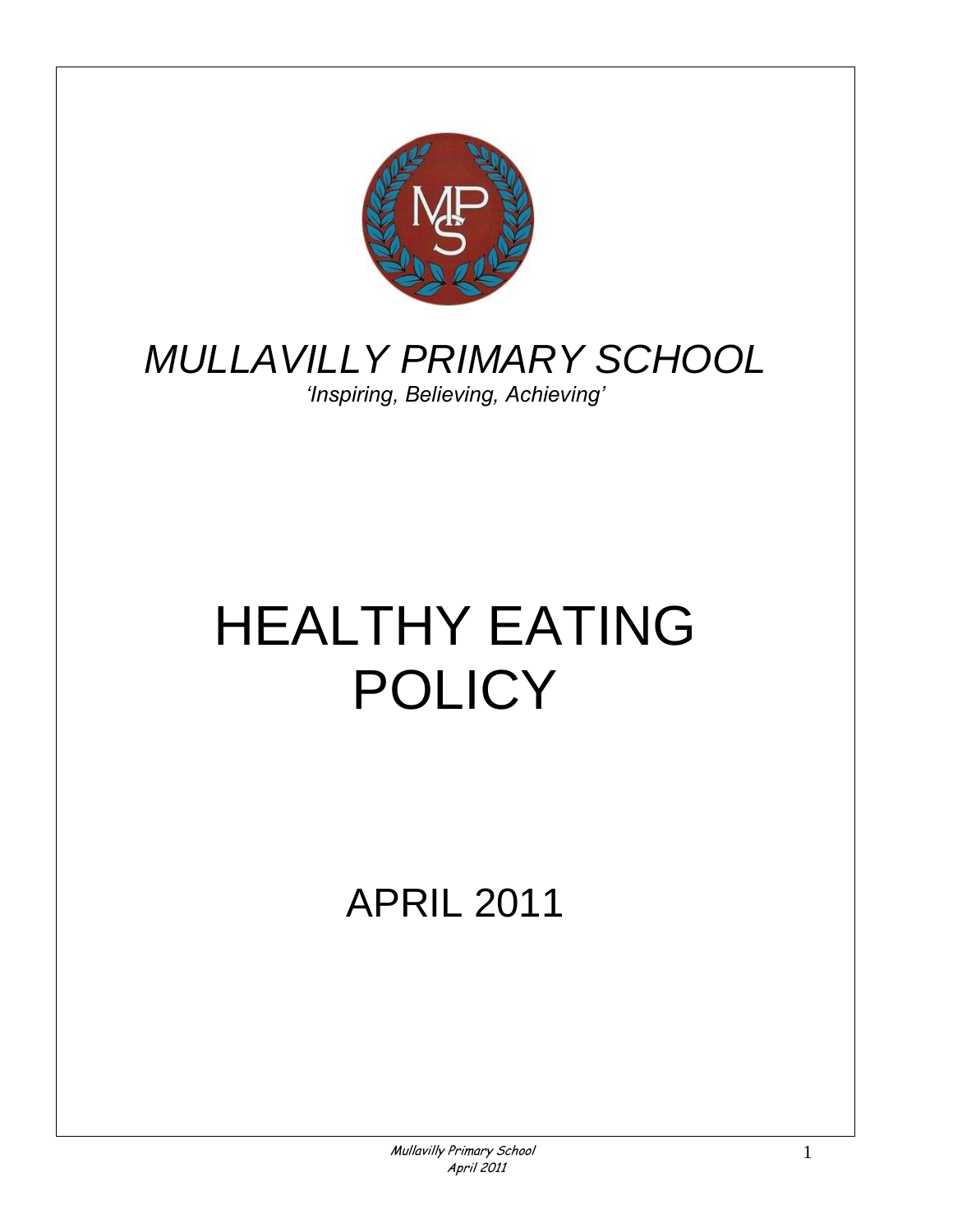*MULLAVILLY PRIMARY SCHOOL*

*'Inspiring, Believing, Achieving'*

# HEALTHY EATING POLICY

## APRIL 2011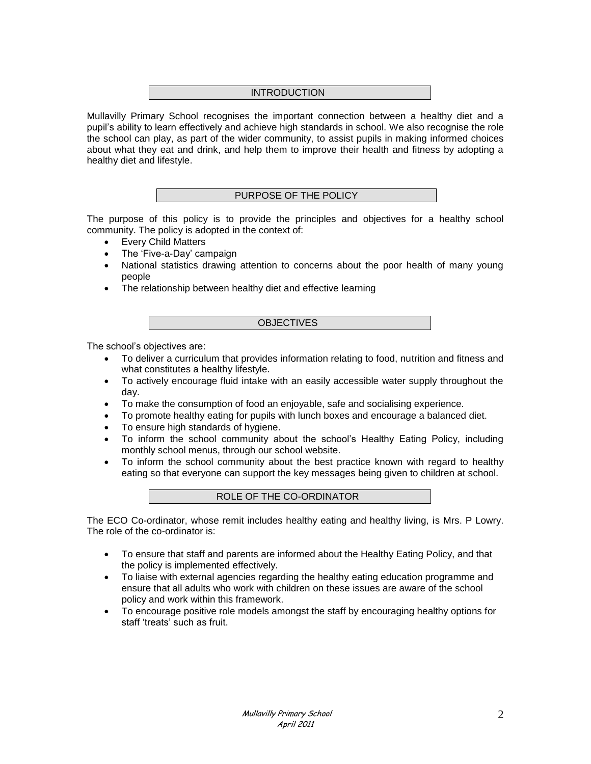## INTRODUCTION

Mullavilly Primary School recognises the important connection between a healthy diet and a pupil's ability to learn effectively and achieve high standards in school. We also recognise the role the school can play, as part of the wider community, to assist pupils in making informed choices about what they eat and drink, and help them to improve their health and fitness by adopting a healthy diet and lifestyle.

## PURPOSE OF THE POLICY

The purpose of this policy is to provide the principles and objectives for a healthy school community. The policy is adopted in the context of:

- Every Child Matters
- The 'Five-a-Day' campaign
- National statistics drawing attention to concerns about the poor health of many young people
- The relationship between healthy diet and effective learning

## OBJECTIVES

The school's objectives are:

- To deliver a curriculum that provides information relating to food, nutrition and fitness and what constitutes a healthy lifestyle.
- To actively encourage fluid intake with an easily accessible water supply throughout the day.
- To make the consumption of food an enjoyable, safe and socialising experience.
- To promote healthy eating for pupils with lunch boxes and encourage a balanced diet.
- To ensure high standards of hygiene.
- To inform the school community about the school's Healthy Eating Policy, including monthly school menus, through our school website.
- To inform the school community about the best practice known with regard to healthy eating so that everyone can support the key messages being given to children at school.

## ROLE OF THE CO-ORDINATOR

The ECO Co-ordinator, whose remit includes healthy eating and healthy living, is Mrs. P Lowry. The role of the co-ordinator is:

- To ensure that staff and parents are informed about the Healthy Eating Policy, and that the policy is implemented effectively.
- To liaise with external agencies regarding the healthy eating education programme and ensure that all adults who work with children on these issues are aware of the school policy and work within this framework.
- To encourage positive role models amongst the staff by encouraging healthy options for staff 'treats' such as fruit.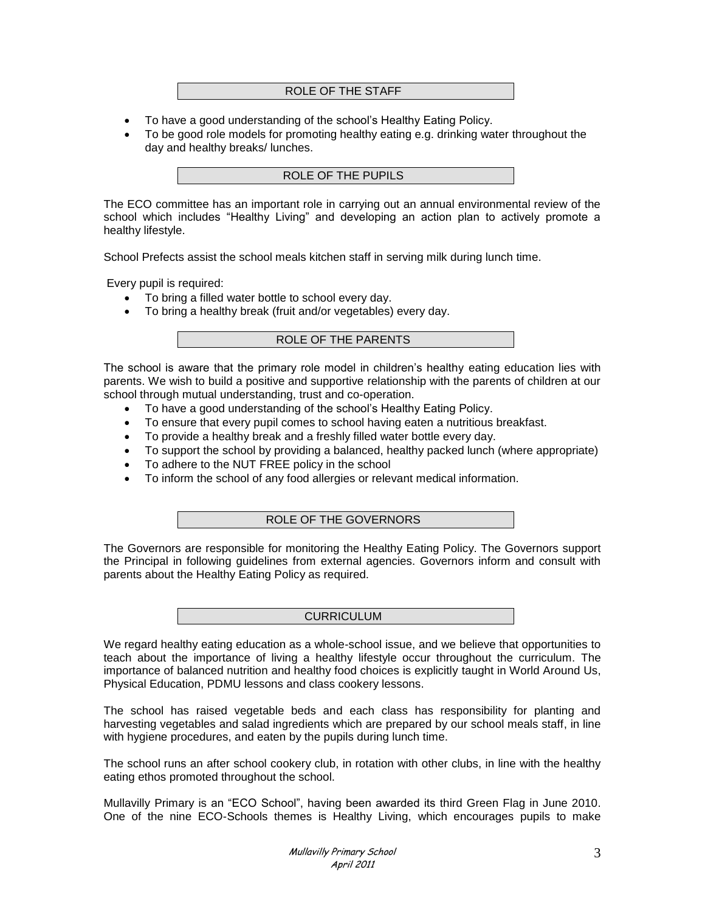## ROLE OF THE STAFF

- To have a good understanding of the school's Healthy Eating Policy.
- To be good role models for promoting healthy eating e.g. drinking water throughout the day and healthy breaks/ lunches.

## ROLE OF THE PUPILS

The ECO committee has an important role in carrying out an annual environmental review of the school which includes "Healthy Living" and developing an action plan to actively promote a healthy lifestyle.

School Prefects assist the school meals kitchen staff in serving milk during lunch time.

Every pupil is required:

- To bring a filled water bottle to school every day.
- To bring a healthy break (fruit and/or vegetables) every day.

## ROLE OF THE PARENTS

The school is aware that the primary role model in children's healthy eating education lies with parents. We wish to build a positive and supportive relationship with the parents of children at our school through mutual understanding, trust and co-operation.

- To have a good understanding of the school's Healthy Eating Policy.
- To ensure that every pupil comes to school having eaten a nutritious breakfast.
- To provide a healthy break and a freshly filled water bottle every day.
- To support the school by providing a balanced, healthy packed lunch (where appropriate)
- To adhere to the NUT FREE policy in the school
- To inform the school of any food allergies or relevant medical information.

## ROLE OF THE GOVERNORS

The Governors are responsible for monitoring the Healthy Eating Policy. The Governors support the Principal in following guidelines from external agencies. Governors inform and consult with parents about the Healthy Eating Policy as required.

## CURRICULUM

We regard healthy eating education as a whole-school issue, and we believe that opportunities to teach about the importance of living a healthy lifestyle occur throughout the curriculum. The importance of balanced nutrition and healthy food choices is explicitly taught in World Around Us, Physical Education, PDMU lessons and class cookery lessons.

The school has raised vegetable beds and each class has responsibility for planting and harvesting vegetables and salad ingredients which are prepared by our school meals staff, in line with hygiene procedures, and eaten by the pupils during lunch time.

The school runs an after school cookery club, in rotation with other clubs, in line with the healthy eating ethos promoted throughout the school.

Mullavilly Primary is an "ECO School", having been awarded its third Green Flag in June 2010. One of the nine ECO-Schools themes is Healthy Living, which encourages pupils to make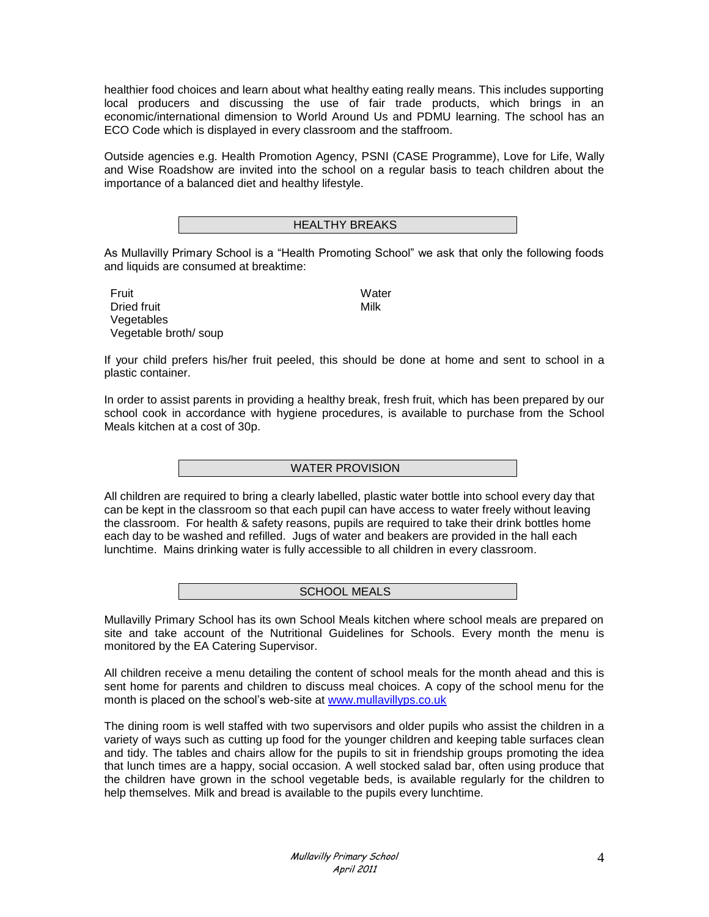healthier food choices and learn about what healthy eating really means. This includes supporting local producers and discussing the use of fair trade products, which brings in an economic/international dimension to World Around Us and PDMU learning. The school has an ECO Code which is displayed in every classroom and the staffroom.

Outside agencies e.g. Health Promotion Agency, PSNI (CASE Programme), Love for Life, Wally and Wise Roadshow are invited into the school on a regular basis to teach children about the importance of a balanced diet and healthy lifestyle.

## HEALTHY BREAKS

As Mullavilly Primary School is a "Health Promoting School" we ask that only the following foods and liquids are consumed at breaktime:

- Fruit
- Dried fruit
- Vegetables
- Vegetable broth/ soup
- Water
- Milk

If your child prefers his/her fruit peeled, this should be done at home and sent to school in a plastic container.

In order to assist parents in providing a healthy break, fresh fruit, which has been prepared by our school cook in accordance with hygiene procedures, is available to purchase from the School Meals kitchen at a cost of 30p.

## WATER PROVISION

All children are required to bring a clearly labelled, plastic water bottle into school every day that can be kept in the classroom so that each pupil can have access to water freely without leaving the classroom. For health & safety reasons, pupils are required to take their drink bottles home each day to be washed and refilled. Jugs of water and beakers are provided in the hall each lunchtime. Mains drinking water is fully accessible to all children in every classroom.

## SCHOOL MEALS

Mullavilly Primary School has its own School Meals kitchen where school meals are prepared on site and take account of the Nutritional Guidelines for Schools. Every month the menu is monitored by the EA Catering Supervisor.

All children receive a menu detailing the content of school meals for the month ahead and this is sent home for parents and children to discuss meal choices. A copy of the school menu for the month is placed on the school's web-site at www.mullavillyps.co.uk

The dining room is well staffed with two supervisors and older pupils who assist the children in a variety of ways such as cutting up food for the younger children and keeping table surfaces clean and tidy. The tables and chairs allow for the pupils to sit in friendship groups promoting the idea that lunch times are a happy, social occasion. A well stocked salad bar, often using produce that the children have grown in the school vegetable beds, is available regularly for the children to help themselves. Milk and bread is available to the pupils every lunchtime.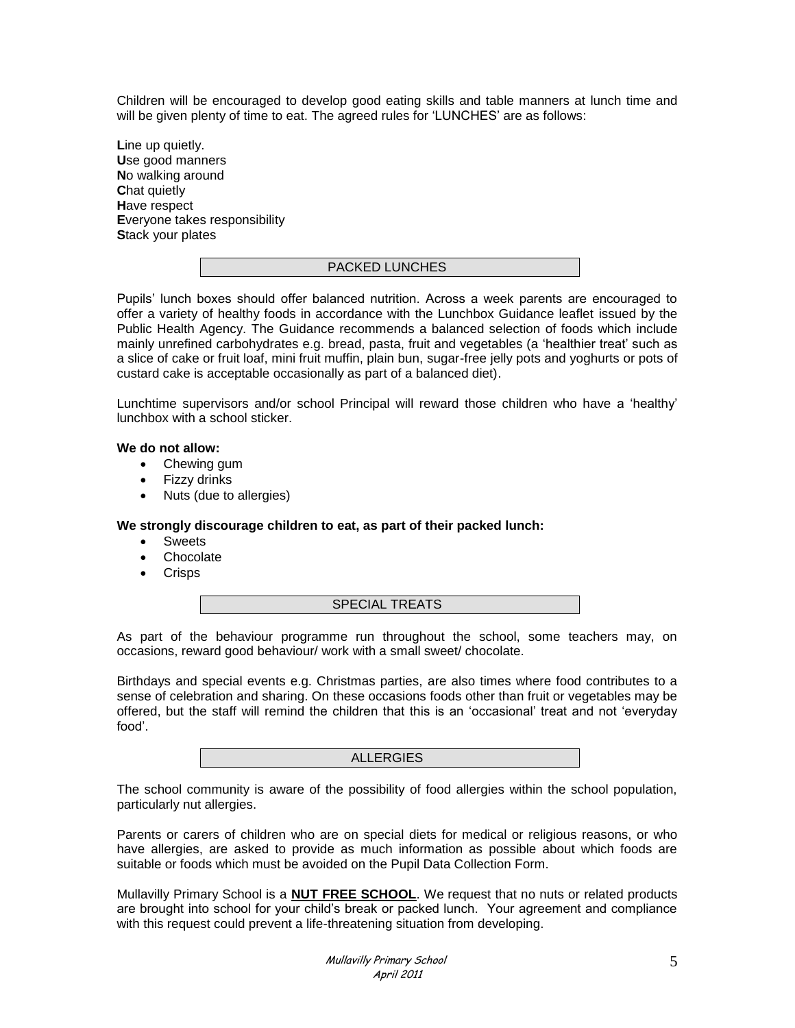Children will be encouraged to develop good eating skills and table manners at lunch time and will be given plenty of time to eat. The agreed rules for 'LUNCHES' are as follows:

**L**ine up quietly.
**U**se good manners
**N**o walking around
**C**hat quietly
**H**ave respect
**E**veryone takes responsibility
**S**tack your plates

## PACKED LUNCHES

Pupils' lunch boxes should offer balanced nutrition. Across a week parents are encouraged to offer a variety of healthy foods in accordance with the Lunchbox Guidance leaflet issued by the Public Health Agency. The Guidance recommends a balanced selection of foods which include mainly unrefined carbohydrates e.g. bread, pasta, fruit and vegetables (a 'healthier treat' such as a slice of cake or fruit loaf, mini fruit muffin, plain bun, sugar-free jelly pots and yoghurts or pots of custard cake is acceptable occasionally as part of a balanced diet).

Lunchtime supervisors and/or school Principal will reward those children who have a 'healthy' lunchbox with a school sticker.

**We do not allow:**

- Chewing gum
- Fizzy drinks
- Nuts (due to allergies)

**We strongly discourage children to eat, as part of their packed lunch:**

- Sweets
- Chocolate
- Crisps

## SPECIAL TREATS

As part of the behaviour programme run throughout the school, some teachers may, on occasions, reward good behaviour/ work with a small sweet/ chocolate.

Birthdays and special events e.g. Christmas parties, are also times where food contributes to a sense of celebration and sharing. On these occasions foods other than fruit or vegetables may be offered, but the staff will remind the children that this is an 'occasional' treat and not 'everyday food'.

## ALLERGIES

The school community is aware of the possibility of food allergies within the school population, particularly nut allergies.

Parents or carers of children who are on special diets for medical or religious reasons, or who have allergies, are asked to provide as much information as possible about which foods are suitable or foods which must be avoided on the Pupil Data Collection Form.

Mullavilly Primary School is a **NUT FREE SCHOOL**. We request that no nuts or related products are brought into school for your child's break or packed lunch. Your agreement and compliance with this request could prevent a life-threatening situation from developing.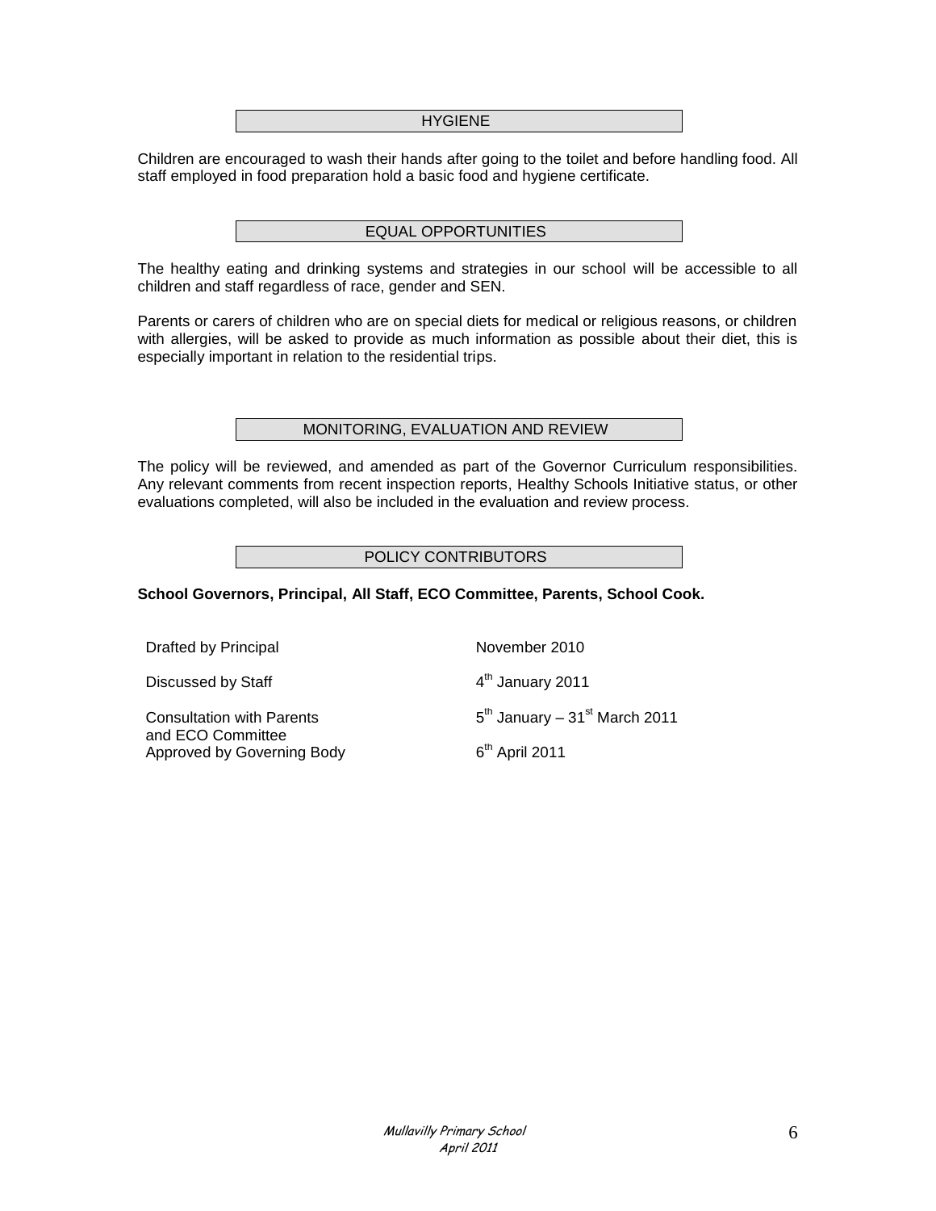## HYGIENE

Children are encouraged to wash their hands after going to the toilet and before handling food. All staff employed in food preparation hold a basic food and hygiene certificate.

## EQUAL OPPORTUNITIES

The healthy eating and drinking systems and strategies in our school will be accessible to all children and staff regardless of race, gender and SEN.

Parents or carers of children who are on special diets for medical or religious reasons, or children with allergies, will be asked to provide as much information as possible about their diet, this is especially important in relation to the residential trips.

## MONITORING, EVALUATION AND REVIEW

The policy will be reviewed, and amended as part of the Governor Curriculum responsibilities. Any relevant comments from recent inspection reports, Healthy Schools Initiative status, or other evaluations completed, will also be included in the evaluation and review process.

## POLICY CONTRIBUTORS

**School Governors, Principal, All Staff, ECO Committee, Parents, School Cook.**

| | |
|---|---|
| Drafted by Principal | November 2010 |
| Discussed by Staff | 4th January 2011 |
| Consultation with Parents and ECO Committee | 5th January – 31st March 2011 |
| Approved by Governing Body | 6th April 2011 |